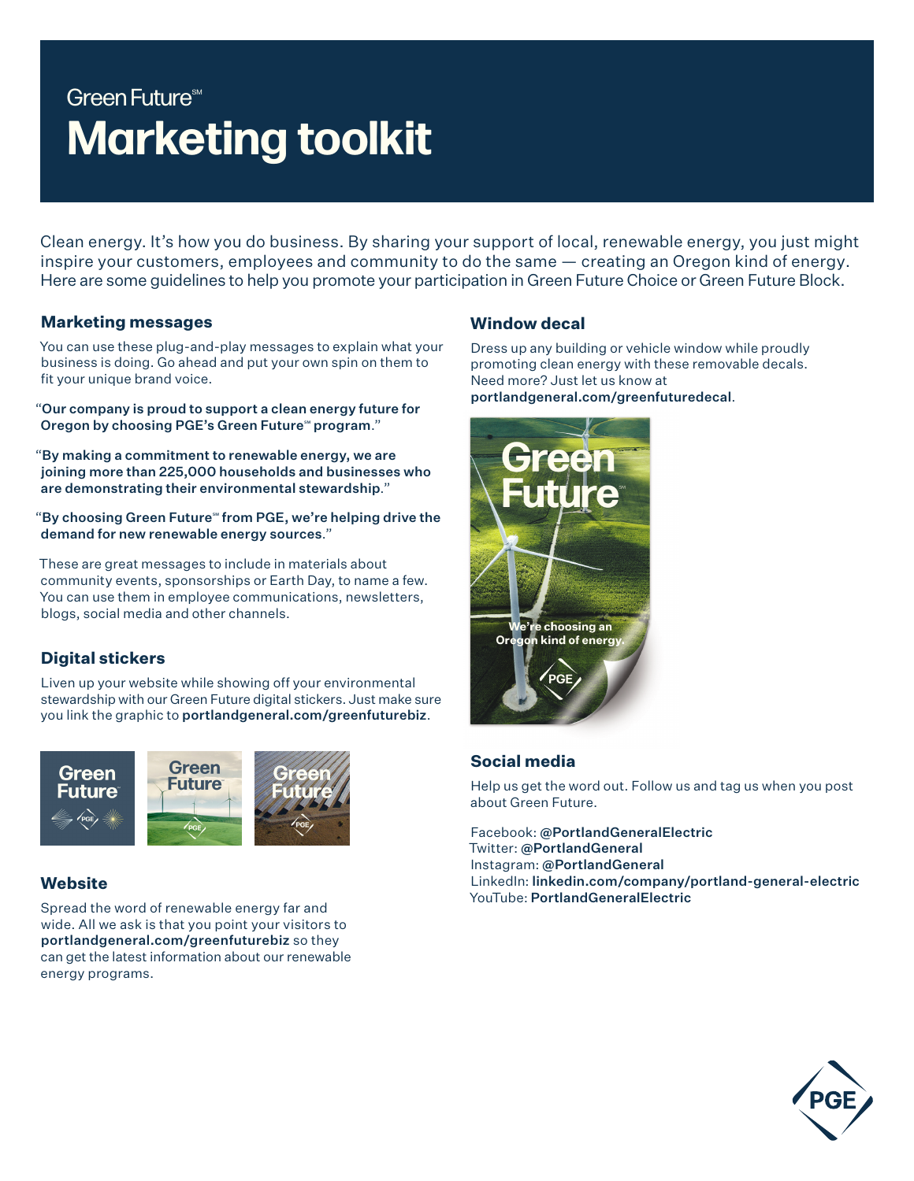Green Future℠

# Marketing toolkit

Clean energy. It's how you do business. By sharing your support of local, renewable energy, you just might inspire your customers, employees and community to do the same — creating an Oregon kind of energy. Here are some guidelines to help you promote your participation in Green Future Choice or Green Future Block.

## Marketing messages

You can use these plug-and-play messages to explain what your business is doing. Go ahead and put your own spin on them to fit your unique brand voice.

"**Our company is proud to support a clean energy future for Oregon by choosing PGE's Green Future℠ program**."

"**By making a commitment to renewable energy, we are joining more than 225,000 households and businesses who are demonstrating their environmental stewardship**."

"**By choosing Green Future℠ from PGE, we're helping drive the demand for new renewable energy sources**."

These are great messages to include in materials about community events, sponsorships or Earth Day, to name a few. You can use them in employee communications, newsletters, blogs, social media and other channels.

## Digital stickers

Liven up your website while showing off your environmental stewardship with our Green Future digital stickers. Just make sure you link the graphic to **portlandgeneral.com/greenfuturebiz**.

## Website

Spread the word of renewable energy far and wide. All we ask is that you point your visitors to **portlandgeneral.com/greenfuturebiz** so they can get the latest information about our renewable energy programs.

## Window decal

Dress up any building or vehicle window while proudly promoting clean energy with these removable decals. Need more? Just let us know at **portlandgeneral.com/greenfuturedecal**.

## Social media

Help us get the word out. Follow us and tag us when you post about Green Future.

Facebook: **@PortlandGeneralElectric**
Twitter: **@PortlandGeneral**
Instagram: **@PortlandGeneral**
LinkedIn: **linkedin.com/company/portland-general-electric**
YouTube: **PortlandGeneralElectric**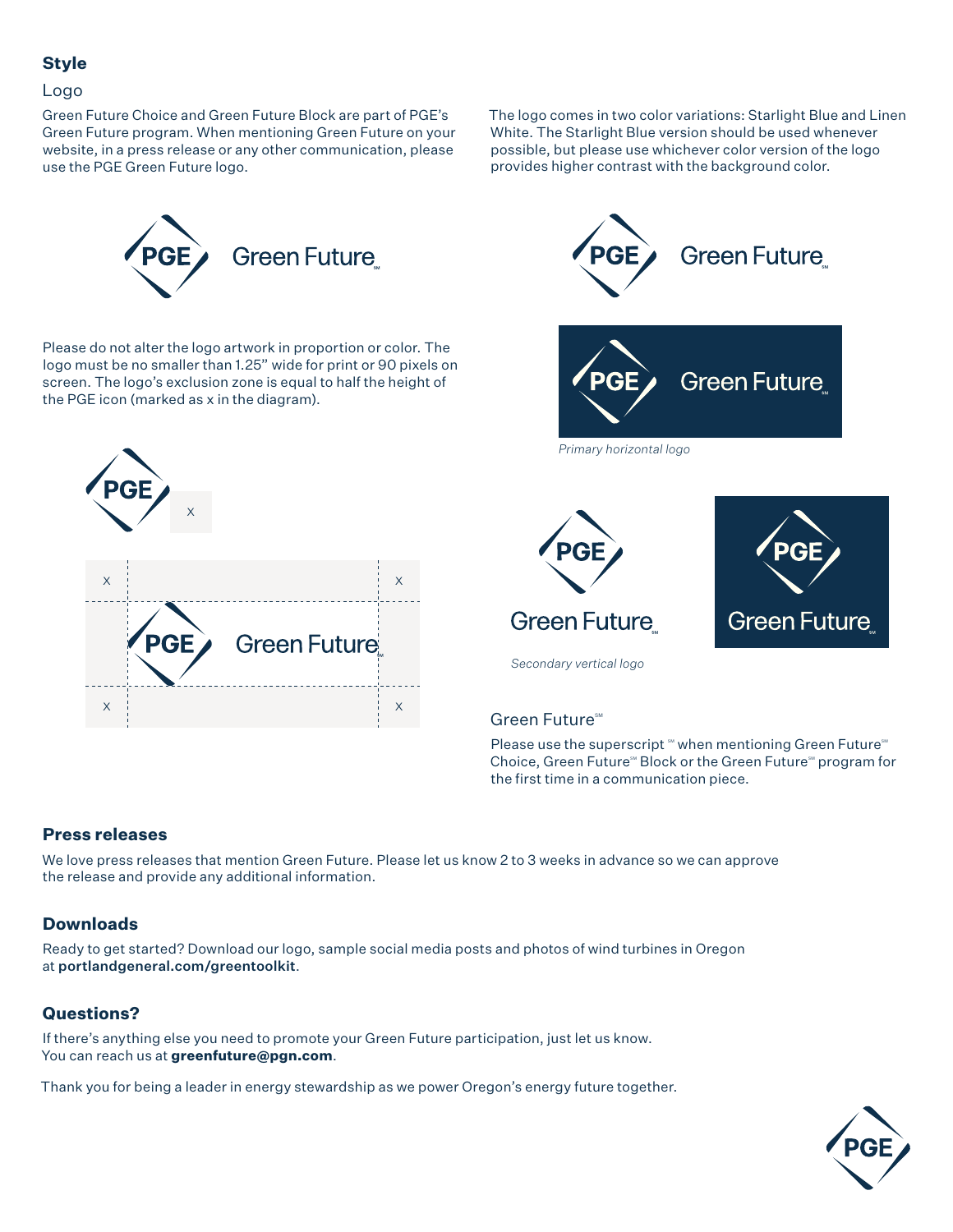## Style

### Logo

Green Future Choice and Green Future Block are part of PGE's Green Future program. When mentioning Green Future on your website, in a press release or any other communication, please use the PGE Green Future logo.

The logo comes in two color variations: Starlight Blue and Linen White. The Starlight Blue version should be used whenever possible, but please use whichever color version of the logo provides higher contrast with the background color.

Please do not alter the logo artwork in proportion or color. The logo must be no smaller than 1.25" wide for print or 90 pixels on screen. The logo's exclusion zone is equal to half the height of the PGE icon (marked as x in the diagram).

*Primary horizontal logo*

*Secondary vertical logo*

### Green Future℠

Please use the superscript ℠ when mentioning Green Future℠ Choice, Green Future℠ Block or the Green Future℠ program for the first time in a communication piece.

## Press releases

We love press releases that mention Green Future. Please let us know 2 to 3 weeks in advance so we can approve the release and provide any additional information.

## Downloads

Ready to get started? Download our logo, sample social media posts and photos of wind turbines in Oregon at **portlandgeneral.com/greentoolkit**.

## Questions?

If there's anything else you need to promote your Green Future participation, just let us know. You can reach us at **greenfuture@pgn.com**.

Thank you for being a leader in energy stewardship as we power Oregon's energy future together.